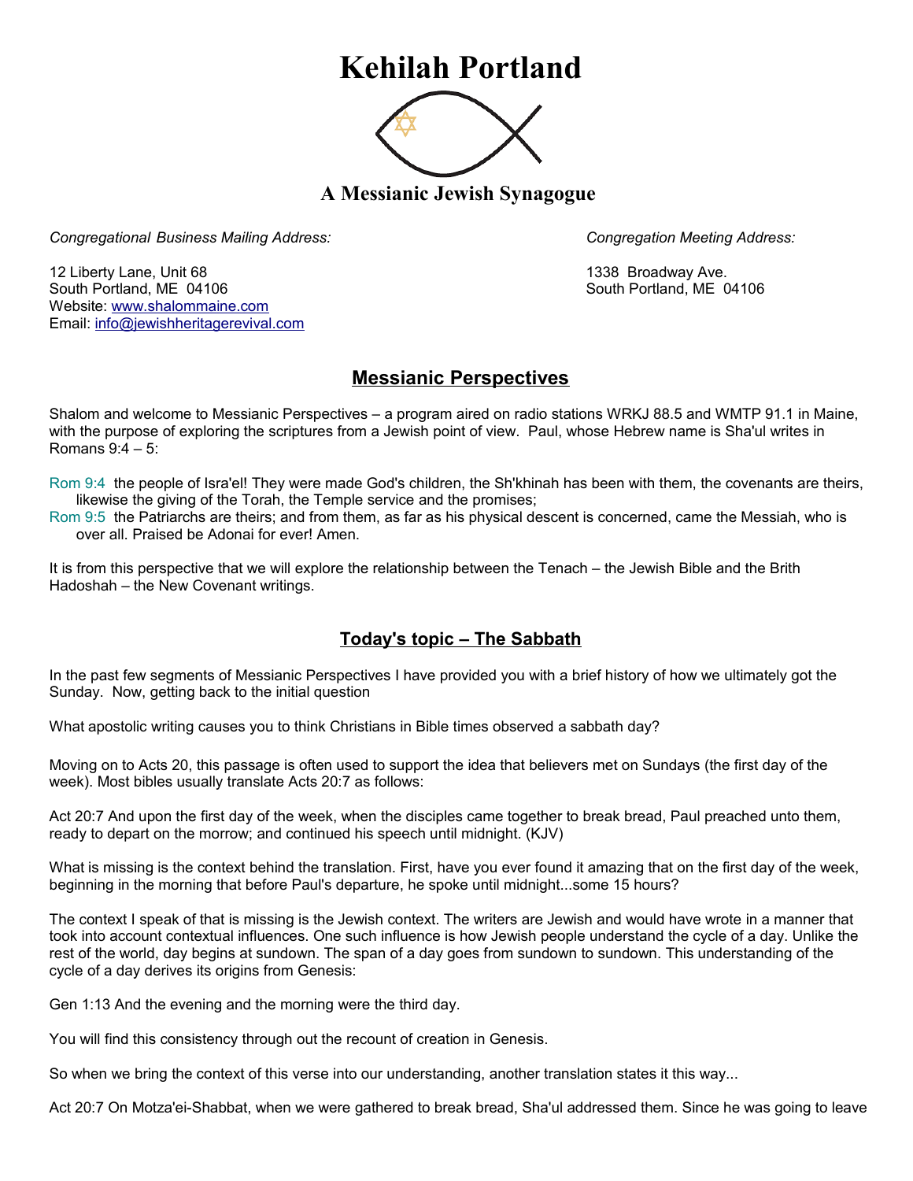# Kehilah Portland

### A Messianic Jewish Synagogue

*Congregational Business Mailing Address:*

12 Liberty Lane, Unit 68
South Portland, ME 04106
Website: www.shalommaine.com
Email: info@jewishheritagerevival.com

*Congregation Meeting Address:*

1338 Broadway Ave.
South Portland, ME 04106

## Messianic Perspectives

Shalom and welcome to Messianic Perspectives – a program aired on radio stations WRKJ 88.5 and WMTP 91.1 in Maine, with the purpose of exploring the scriptures from a Jewish point of view. Paul, whose Hebrew name is Sha'ul writes in Romans 9:4 – 5:

Rom 9:4 the people of Isra'el! They were made God's children, the Sh'khinah has been with them, the covenants are theirs, likewise the giving of the Torah, the Temple service and the promises;
Rom 9:5 the Patriarchs are theirs; and from them, as far as his physical descent is concerned, came the Messiah, who is over all. Praised be Adonai for ever! Amen.

It is from this perspective that we will explore the relationship between the Tenach – the Jewish Bible and the Brith Hadoshah – the New Covenant writings.

## Today's topic – The Sabbath

In the past few segments of Messianic Perspectives I have provided you with a brief history of how we ultimately got the Sunday. Now, getting back to the initial question

What apostolic writing causes you to think Christians in Bible times observed a sabbath day?

Moving on to Acts 20, this passage is often used to support the idea that believers met on Sundays (the first day of the week). Most bibles usually translate Acts 20:7 as follows:

Act 20:7 And upon the first day of the week, when the disciples came together to break bread, Paul preached unto them, ready to depart on the morrow; and continued his speech until midnight. (KJV)

What is missing is the context behind the translation. First, have you ever found it amazing that on the first day of the week, beginning in the morning that before Paul's departure, he spoke until midnight...some 15 hours?

The context I speak of that is missing is the Jewish context. The writers are Jewish and would have wrote in a manner that took into account contextual influences. One such influence is how Jewish people understand the cycle of a day. Unlike the rest of the world, day begins at sundown. The span of a day goes from sundown to sundown. This understanding of the cycle of a day derives its origins from Genesis:

Gen 1:13 And the evening and the morning were the third day.

You will find this consistency through out the recount of creation in Genesis.

So when we bring the context of this verse into our understanding, another translation states it this way...

Act 20:7 On Motza'ei-Shabbat, when we were gathered to break bread, Sha'ul addressed them. Since he was going to leave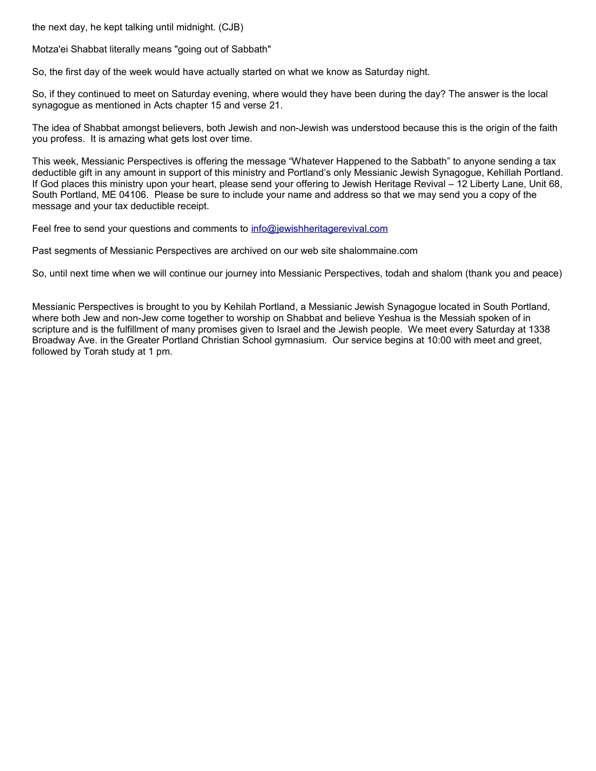the next day, he kept talking until midnight. (CJB)

Motza'ei Shabbat literally means "going out of Sabbath"

So, the first day of the week would have actually started on what we know as Saturday night.

So, if they continued to meet on Saturday evening, where would they have been during the day? The answer is the local synagogue as mentioned in Acts chapter 15 and verse 21.

The idea of Shabbat amongst believers, both Jewish and non-Jewish was understood because this is the origin of the faith you profess. It is amazing what gets lost over time.

This week, Messianic Perspectives is offering the message "Whatever Happened to the Sabbath" to anyone sending a tax deductible gift in any amount in support of this ministry and Portland's only Messianic Jewish Synagogue, Kehillah Portland. If God places this ministry upon your heart, please send your offering to Jewish Heritage Revival – 12 Liberty Lane, Unit 68, South Portland, ME 04106. Please be sure to include your name and address so that we may send you a copy of the message and your tax deductible receipt.

Feel free to send your questions and comments to info@jewishheritagerevival.com

Past segments of Messianic Perspectives are archived on our web site shalommaine.com

So, until next time when we will continue our journey into Messianic Perspectives, todah and shalom (thank you and peace)

Messianic Perspectives is brought to you by Kehilah Portland, a Messianic Jewish Synagogue located in South Portland, where both Jew and non-Jew come together to worship on Shabbat and believe Yeshua is the Messiah spoken of in scripture and is the fulfillment of many promises given to Israel and the Jewish people. We meet every Saturday at 1338 Broadway Ave. in the Greater Portland Christian School gymnasium. Our service begins at 10:00 with meet and greet, followed by Torah study at 1 pm.